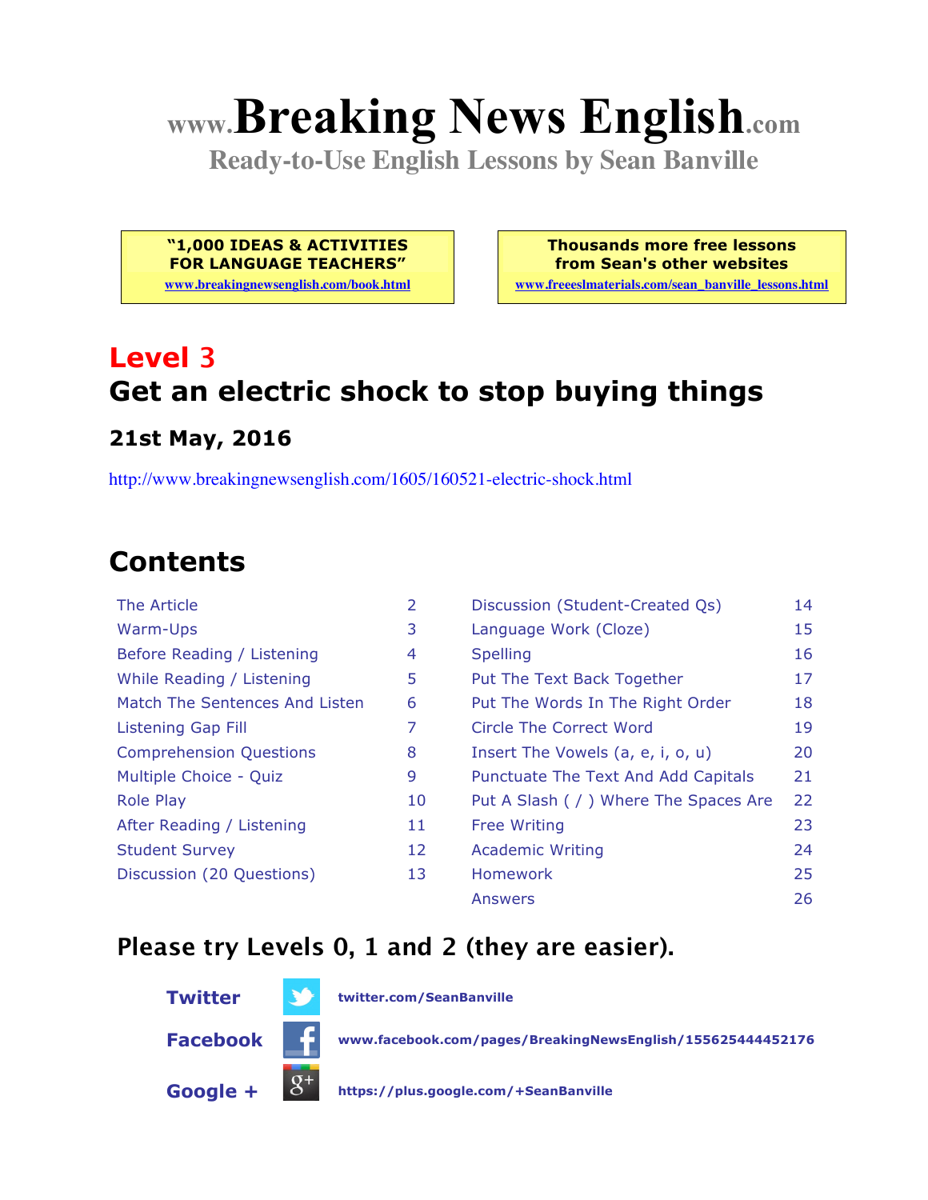# www.Breaking News English.com

**Ready-to-Use English Lessons by Sean Banville**

**"1,000 IDEAS & ACTIVITIES FOR LANGUAGE TEACHERS"**
www.breakingnewsenglish.com/book.html

**Thousands more free lessons from Sean's other websites**
www.freeeslmaterials.com/sean_banville_lessons.html

## Level 3

## Get an electric shock to stop buying things

### 21st May, 2016

http://www.breakingnewsenglish.com/1605/160521-electric-shock.html

## Contents

| | |
|---|---|
| The Article | 2 |
| Warm-Ups | 3 |
| Before Reading / Listening | 4 |
| While Reading / Listening | 5 |
| Match The Sentences And Listen | 6 |
| Listening Gap Fill | 7 |
| Comprehension Questions | 8 |
| Multiple Choice - Quiz | 9 |
| Role Play | 10 |
| After Reading / Listening | 11 |
| Student Survey | 12 |
| Discussion (20 Questions) | 13 |
| Discussion (Student-Created Qs) | 14 |
| Language Work (Cloze) | 15 |
| Spelling | 16 |
| Put The Text Back Together | 17 |
| Put The Words In The Right Order | 18 |
| Circle The Correct Word | 19 |
| Insert The Vowels (a, e, i, o, u) | 20 |
| Punctuate The Text And Add Capitals | 21 |
| Put A Slash ( / ) Where The Spaces Are | 22 |
| Free Writing | 23 |
| Academic Writing | 24 |
| Homework | 25 |
| Answers | 26 |

### Please try Levels 0, 1 and 2 (they are easier).

**Twitter** twitter.com/SeanBanville

**Facebook** www.facebook.com/pages/BreakingNewsEnglish/155625444452176

**Google +** https://plus.google.com/+SeanBanville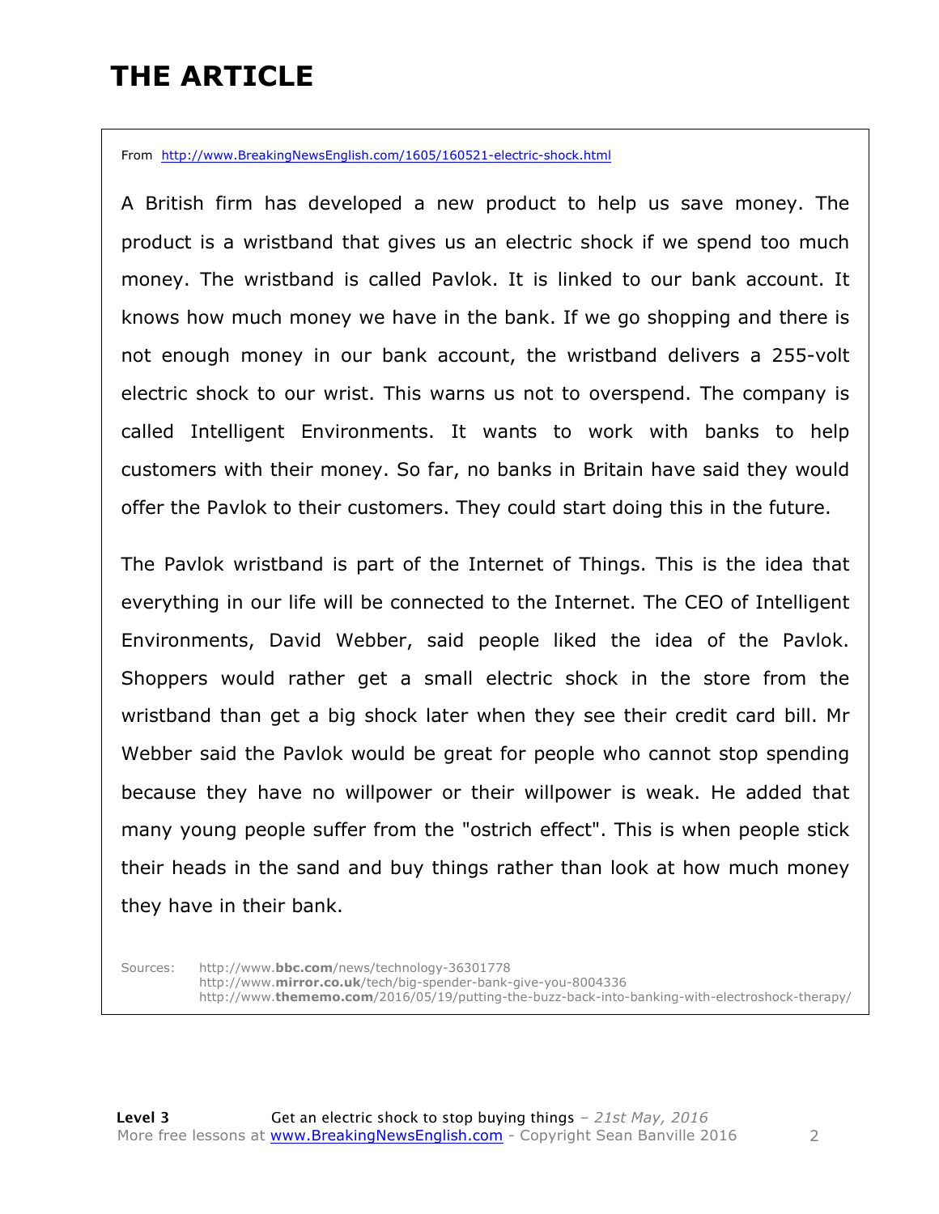# THE ARTICLE

From http://www.BreakingNewsEnglish.com/1605/160521-electric-shock.html

A British firm has developed a new product to help us save money. The product is a wristband that gives us an electric shock if we spend too much money. The wristband is called Pavlok. It is linked to our bank account. It knows how much money we have in the bank. If we go shopping and there is not enough money in our bank account, the wristband delivers a 255-volt electric shock to our wrist. This warns us not to overspend. The company is called Intelligent Environments. It wants to work with banks to help customers with their money. So far, no banks in Britain have said they would offer the Pavlok to their customers. They could start doing this in the future.

The Pavlok wristband is part of the Internet of Things. This is the idea that everything in our life will be connected to the Internet. The CEO of Intelligent Environments, David Webber, said people liked the idea of the Pavlok. Shoppers would rather get a small electric shock in the store from the wristband than get a big shock later when they see their credit card bill. Mr Webber said the Pavlok would be great for people who cannot stop spending because they have no willpower or their willpower is weak. He added that many young people suffer from the "ostrich effect". This is when people stick their heads in the sand and buy things rather than look at how much money they have in their bank.

Sources:
http://www.**bbc.com**/news/technology-36301778
http://www.**mirror.co.uk**/tech/big-spender-bank-give-you-8004336
http://www.**thememo.com**/2016/05/19/putting-the-buzz-back-into-banking-with-electroshock-therapy/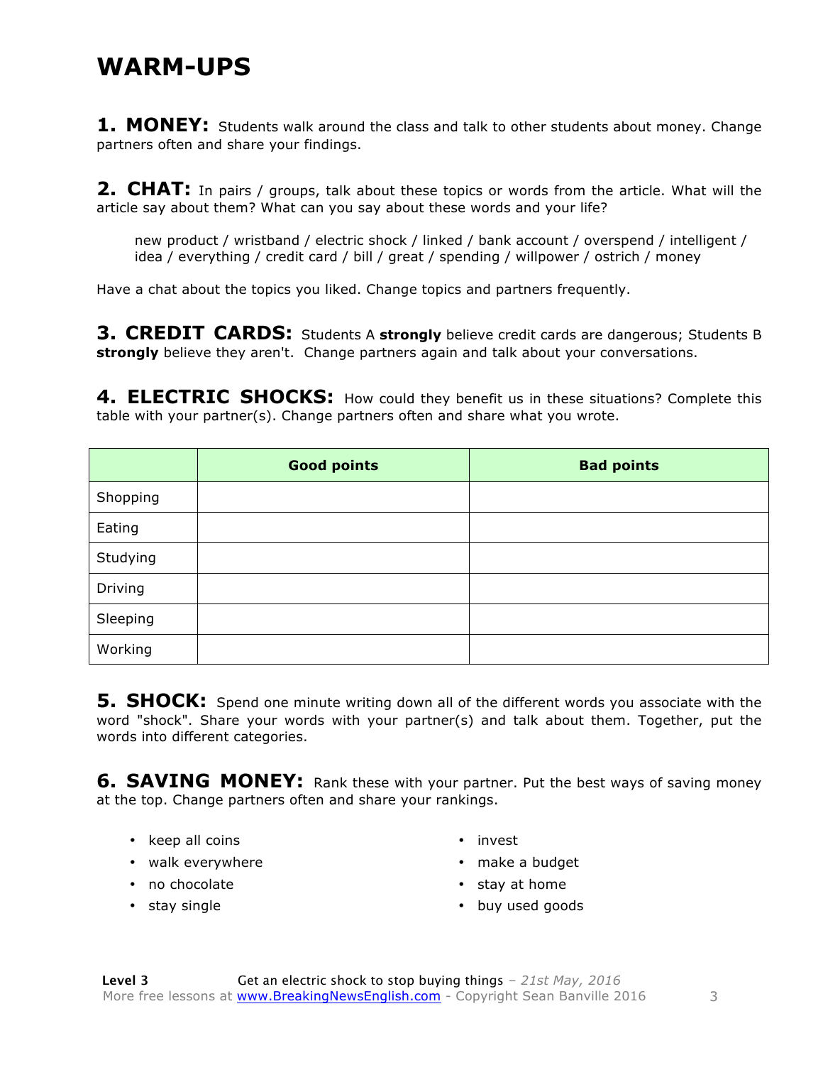# WARM-UPS

**1. MONEY:** Students walk around the class and talk to other students about money. Change partners often and share your findings.

**2. CHAT:** In pairs / groups, talk about these topics or words from the article. What will the article say about them? What can you say about these words and your life?

> new product / wristband / electric shock / linked / bank account / overspend / intelligent / idea / everything / credit card / bill / great / spending / willpower / ostrich / money

Have a chat about the topics you liked. Change topics and partners frequently.

**3. CREDIT CARDS:** Students A **strongly** believe credit cards are dangerous; Students B **strongly** believe they aren't. Change partners again and talk about your conversations.

**4. ELECTRIC SHOCKS:** How could they benefit us in these situations? Complete this table with your partner(s). Change partners often and share what you wrote.

| | Good points | Bad points |
|---|---|---|
| Shopping | | |
| Eating | | |
| Studying | | |
| Driving | | |
| Sleeping | | |
| Working | | |

**5. SHOCK:** Spend one minute writing down all of the different words you associate with the word "shock". Share your words with your partner(s) and talk about them. Together, put the words into different categories.

**6. SAVING MONEY:** Rank these with your partner. Put the best ways of saving money at the top. Change partners often and share your rankings.

- keep all coins
- walk everywhere
- no chocolate
- stay single
- invest
- make a budget
- stay at home
- buy used goods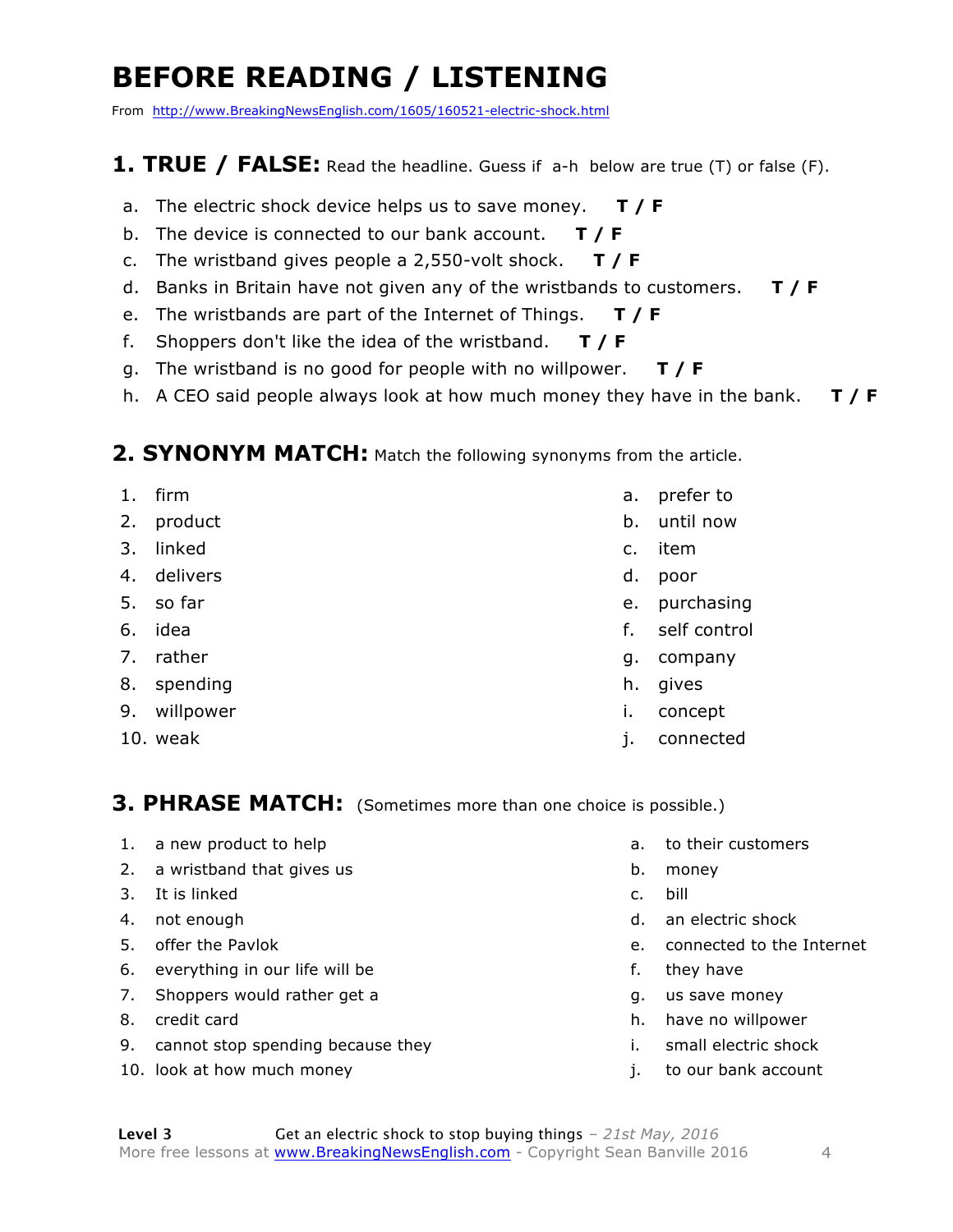# BEFORE READING / LISTENING

From http://www.BreakingNewsEnglish.com/1605/160521-electric-shock.html

## 1. TRUE / FALSE: Read the headline. Guess if a-h below are true (T) or false (F).

a. The electric shock device helps us to save money. **T / F**

b. The device is connected to our bank account. **T / F**

c. The wristband gives people a 2,550-volt shock. **T / F**

d. Banks in Britain have not given any of the wristbands to customers. **T / F**

e. The wristbands are part of the Internet of Things. **T / F**

f. Shoppers don't like the idea of the wristband. **T / F**

g. The wristband is no good for people with no willpower. **T / F**

h. A CEO said people always look at how much money they have in the bank. **T / F**

## 2. SYNONYM MATCH: Match the following synonyms from the article.

1. firm
2. product
3. linked
4. delivers
5. so far
6. idea
7. rather
8. spending
9. willpower
10. weak

a. prefer to
b. until now
c. item
d. poor
e. purchasing
f. self control
g. company
h. gives
i. concept
j. connected

## 3. PHRASE MATCH: (Sometimes more than one choice is possible.)

1. a new product to help
2. a wristband that gives us
3. It is linked
4. not enough
5. offer the Pavlok
6. everything in our life will be
7. Shoppers would rather get a
8. credit card
9. cannot stop spending because they
10. look at how much money

a. to their customers
b. money
c. bill
d. an electric shock
e. connected to the Internet
f. they have
g. us save money
h. have no willpower
i. small electric shock
j. to our bank account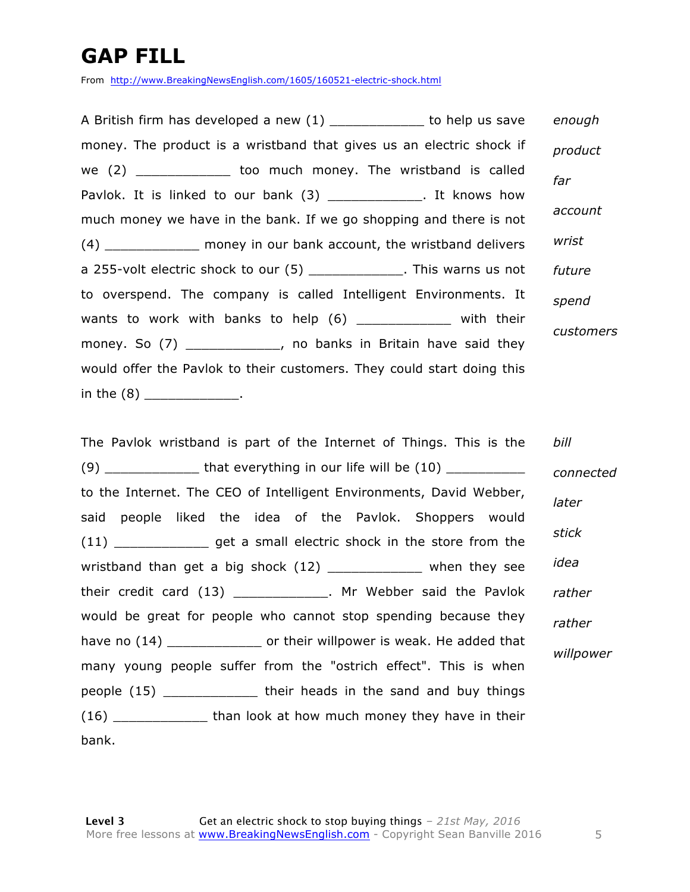# GAP FILL

From http://www.BreakingNewsEnglish.com/1605/160521-electric-shock.html

A British firm has developed a new (1) ____________ to help us save money. The product is a wristband that gives us an electric shock if we (2) ____________ too much money. The wristband is called Pavlok. It is linked to our bank (3) ____________. It knows how much money we have in the bank. If we go shopping and there is not (4) ____________ money in our bank account, the wristband delivers a 255-volt electric shock to our (5) ____________. This warns us not to overspend. The company is called Intelligent Environments. It wants to work with banks to help (6) ____________ with their money. So (7) ____________, no banks in Britain have said they would offer the Pavlok to their customers. They could start doing this in the (8) ____________.

*enough*
*product*
*far*
*account*
*wrist*
*future*
*spend*
*customers*

The Pavlok wristband is part of the Internet of Things. This is the (9) ____________ that everything in our life will be (10) __________ to the Internet. The CEO of Intelligent Environments, David Webber, said people liked the idea of the Pavlok. Shoppers would (11) ____________ get a small electric shock in the store from the wristband than get a big shock (12) ____________ when they see their credit card (13) ____________. Mr Webber said the Pavlok would be great for people who cannot stop spending because they have no (14) ____________ or their willpower is weak. He added that many young people suffer from the "ostrich effect". This is when people (15) ____________ their heads in the sand and buy things (16) ____________ than look at how much money they have in their bank.

*bill*
*connected*
*later*
*stick*
*idea*
*rather*
*rather*
*willpower*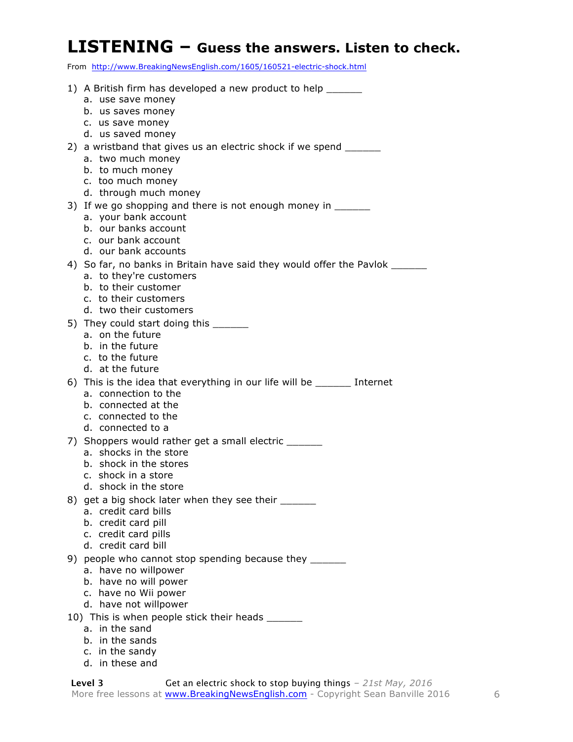# LISTENING – Guess the answers. Listen to check.

From http://www.BreakingNewsEnglish.com/1605/160521-electric-shock.html

1) A British firm has developed a new product to help ______
   a. use save money
   b. us saves money
   c. us save money
   d. us saved money
2) a wristband that gives us an electric shock if we spend ______
   a. two much money
   b. to much money
   c. too much money
   d. through much money
3) If we go shopping and there is not enough money in ______
   a. your bank account
   b. our banks account
   c. our bank account
   d. our bank accounts
4) So far, no banks in Britain have said they would offer the Pavlok ______
   a. to they're customers
   b. to their customer
   c. to their customers
   d. two their customers
5) They could start doing this ______
   a. on the future
   b. in the future
   c. to the future
   d. at the future
6) This is the idea that everything in our life will be ______ Internet
   a. connection to the
   b. connected at the
   c. connected to the
   d. connected to a
7) Shoppers would rather get a small electric ______
   a. shocks in the store
   b. shock in the stores
   c. shock in a store
   d. shock in the store
8) get a big shock later when they see their ______
   a. credit card bills
   b. credit card pill
   c. credit card pills
   d. credit card bill
9) people who cannot stop spending because they ______
   a. have no willpower
   b. have no will power
   c. have no Wii power
   d. have not willpower
10) This is when people stick their heads ______
    a. in the sand
    b. in the sands
    c. in the sandy
    d. in these and

**Level 3** Get an electric shock to stop buying things – *21st May, 2016*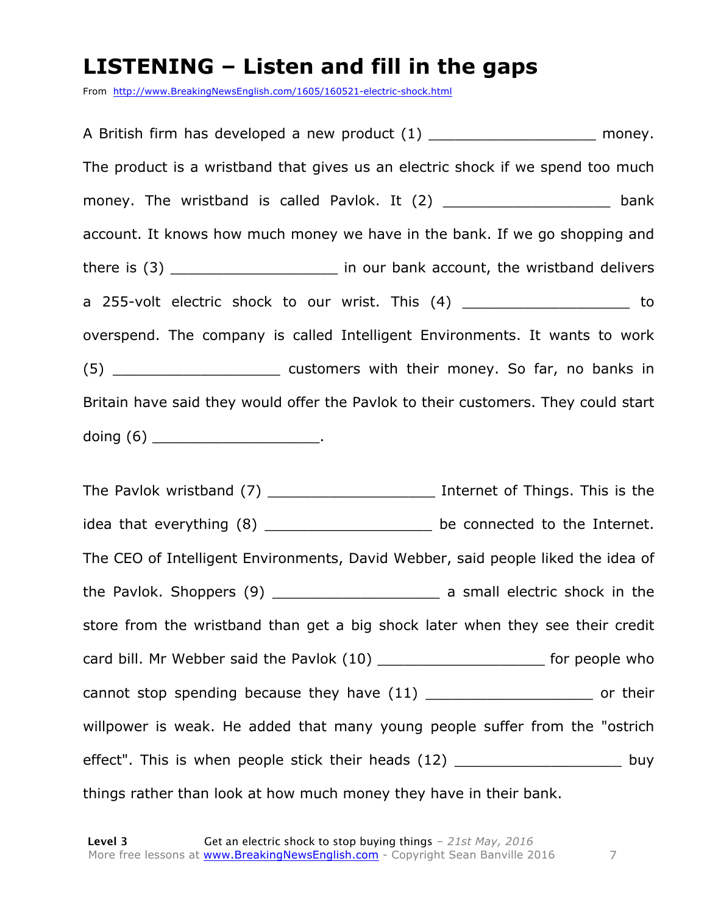# LISTENING – Listen and fill in the gaps

From http://www.BreakingNewsEnglish.com/1605/160521-electric-shock.html

A British firm has developed a new product (1) ___________________ money. The product is a wristband that gives us an electric shock if we spend too much money. The wristband is called Pavlok. It (2) ___________________ bank account. It knows how much money we have in the bank. If we go shopping and there is (3) ___________________ in our bank account, the wristband delivers a 255-volt electric shock to our wrist. This (4) ___________________ to overspend. The company is called Intelligent Environments. It wants to work (5) ___________________ customers with their money. So far, no banks in Britain have said they would offer the Pavlok to their customers. They could start doing (6) ___________________.

The Pavlok wristband (7) ___________________ Internet of Things. This is the idea that everything (8) ___________________ be connected to the Internet. The CEO of Intelligent Environments, David Webber, said people liked the idea of the Pavlok. Shoppers (9) ___________________ a small electric shock in the store from the wristband than get a big shock later when they see their credit card bill. Mr Webber said the Pavlok (10) ___________________ for people who cannot stop spending because they have (11) ___________________ or their willpower is weak. He added that many young people suffer from the "ostrich effect". This is when people stick their heads (12) ___________________ buy things rather than look at how much money they have in their bank.

**Level 3** Get an electric shock to stop buying things – *21st May, 2016*
More free lessons at www.BreakingNewsEnglish.com - Copyright Sean Banville 2016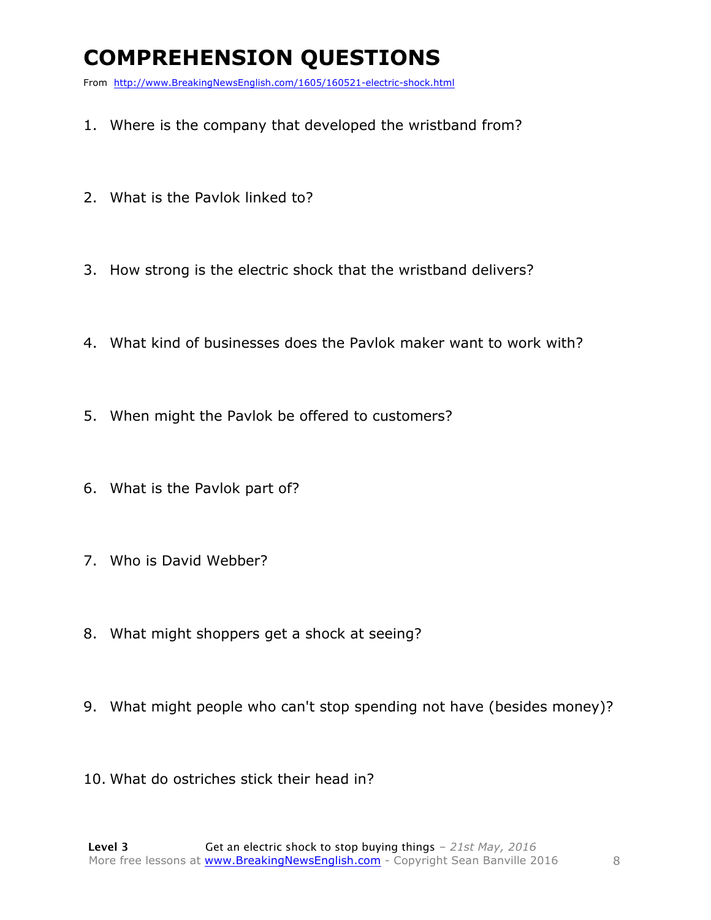# COMPREHENSION QUESTIONS

From http://www.BreakingNewsEnglish.com/1605/160521-electric-shock.html

1. Where is the company that developed the wristband from?
2. What is the Pavlok linked to?
3. How strong is the electric shock that the wristband delivers?
4. What kind of businesses does the Pavlok maker want to work with?
5. When might the Pavlok be offered to customers?
6. What is the Pavlok part of?
7. Who is David Webber?
8. What might shoppers get a shock at seeing?
9. What might people who can't stop spending not have (besides money)?
10. What do ostriches stick their head in?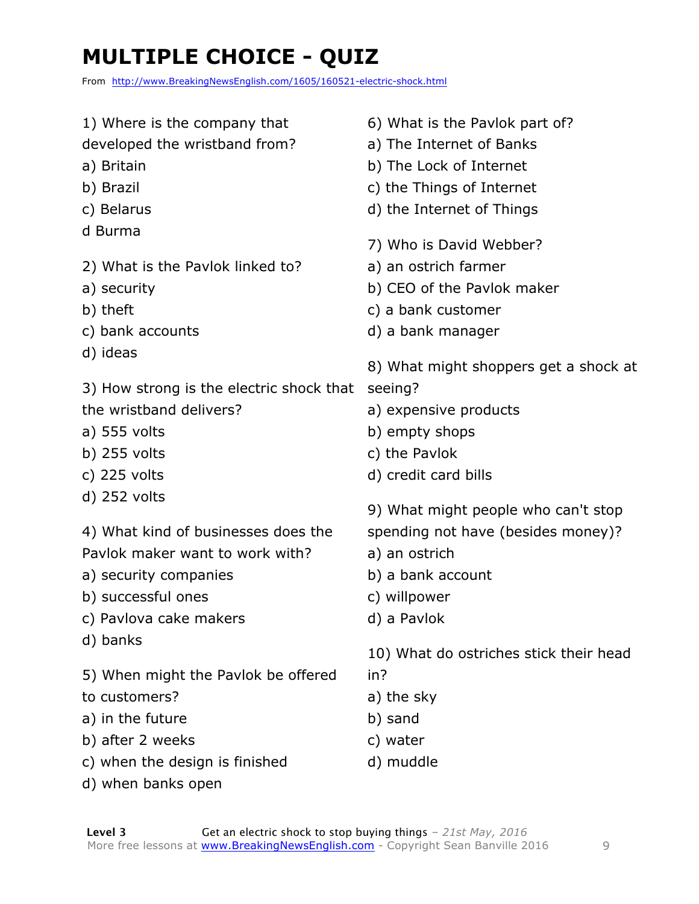# MULTIPLE CHOICE - QUIZ

From http://www.BreakingNewsEnglish.com/1605/160521-electric-shock.html

1) Where is the company that developed the wristband from?
a) Britain
b) Brazil
c) Belarus
d Burma

2) What is the Pavlok linked to?
a) security
b) theft
c) bank accounts
d) ideas

3) How strong is the electric shock that the wristband delivers?
a) 555 volts
b) 255 volts
c) 225 volts
d) 252 volts

4) What kind of businesses does the Pavlok maker want to work with?
a) security companies
b) successful ones
c) Pavlova cake makers
d) banks

5) When might the Pavlok be offered to customers?
a) in the future
b) after 2 weeks
c) when the design is finished
d) when banks open

6) What is the Pavlok part of?
a) The Internet of Banks
b) The Lock of Internet
c) the Things of Internet
d) the Internet of Things

7) Who is David Webber?
a) an ostrich farmer
b) CEO of the Pavlok maker
c) a bank customer
d) a bank manager

8) What might shoppers get a shock at seeing?
a) expensive products
b) empty shops
c) the Pavlok
d) credit card bills

9) What might people who can't stop spending not have (besides money)?
a) an ostrich
b) a bank account
c) willpower
d) a Pavlok

10) What do ostriches stick their head in?
a) the sky
b) sand
c) water
d) muddle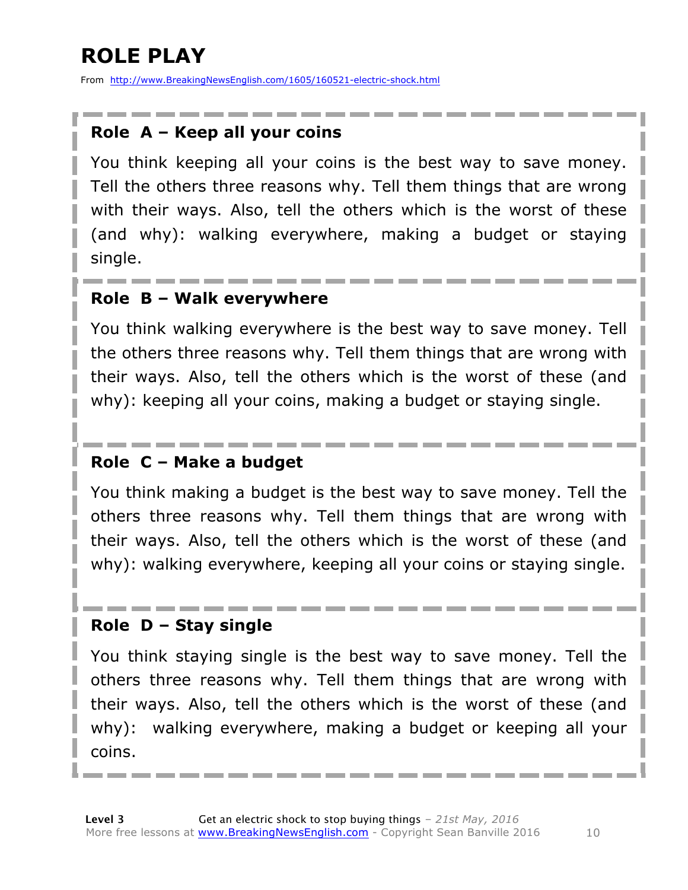# ROLE PLAY

From http://www.BreakingNewsEnglish.com/1605/160521-electric-shock.html

## Role A – Keep all your coins

You think keeping all your coins is the best way to save money. Tell the others three reasons why. Tell them things that are wrong with their ways. Also, tell the others which is the worst of these (and why): walking everywhere, making a budget or staying single.

## Role B – Walk everywhere

You think walking everywhere is the best way to save money. Tell the others three reasons why. Tell them things that are wrong with their ways. Also, tell the others which is the worst of these (and why): keeping all your coins, making a budget or staying single.

## Role C – Make a budget

You think making a budget is the best way to save money. Tell the others three reasons why. Tell them things that are wrong with their ways. Also, tell the others which is the worst of these (and why): walking everywhere, keeping all your coins or staying single.

## Role D – Stay single

You think staying single is the best way to save money. Tell the others three reasons why. Tell them things that are wrong with their ways. Also, tell the others which is the worst of these (and why): walking everywhere, making a budget or keeping all your coins.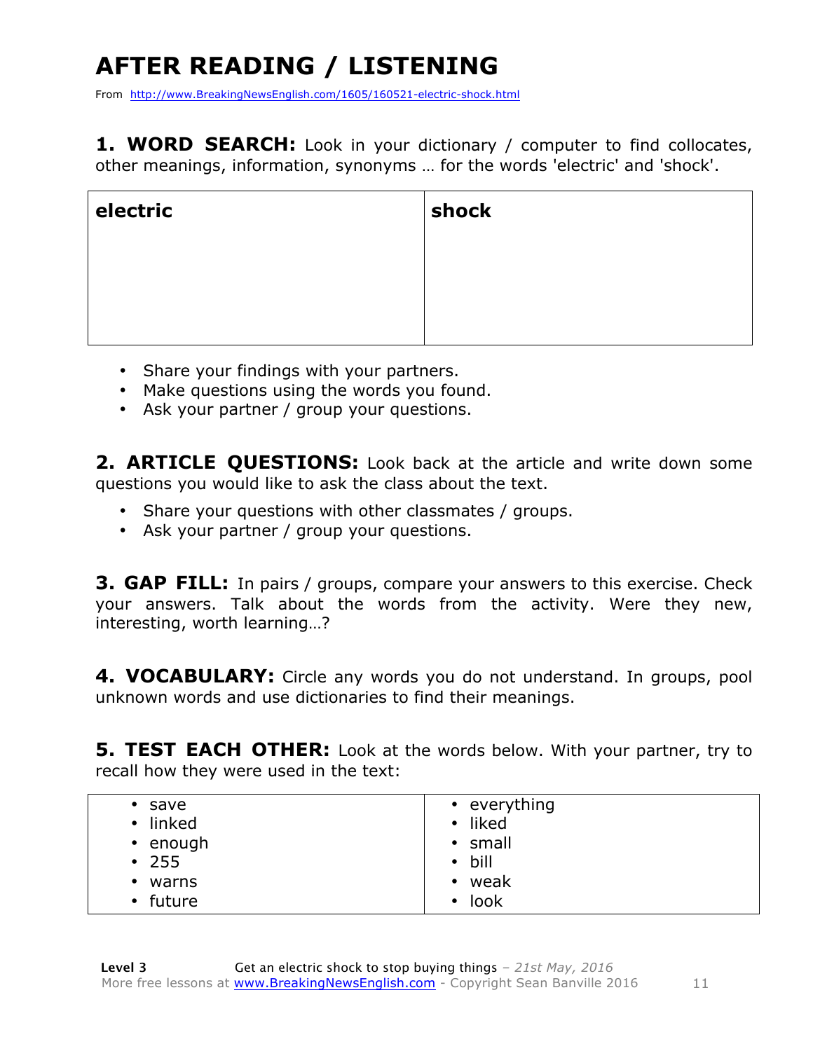# AFTER READING / LISTENING

From http://www.BreakingNewsEnglish.com/1605/160521-electric-shock.html

**1. WORD SEARCH:** Look in your dictionary / computer to find collocates, other meanings, information, synonyms … for the words 'electric' and 'shock'.

| **electric** | **shock** |
|---|---|
| | |

- Share your findings with your partners.
- Make questions using the words you found.
- Ask your partner / group your questions.

**2. ARTICLE QUESTIONS:** Look back at the article and write down some questions you would like to ask the class about the text.

- Share your questions with other classmates / groups.
- Ask your partner / group your questions.

**3. GAP FILL:** In pairs / groups, compare your answers to this exercise. Check your answers. Talk about the words from the activity. Were they new, interesting, worth learning…?

**4. VOCABULARY:** Circle any words you do not understand. In groups, pool unknown words and use dictionaries to find their meanings.

**5. TEST EACH OTHER:** Look at the words below. With your partner, try to recall how they were used in the text:

| | |
|---|---|
| • save<br>• linked<br>• enough<br>• 255<br>• warns<br>• future | • everything<br>• liked<br>• small<br>• bill<br>• weak<br>• look |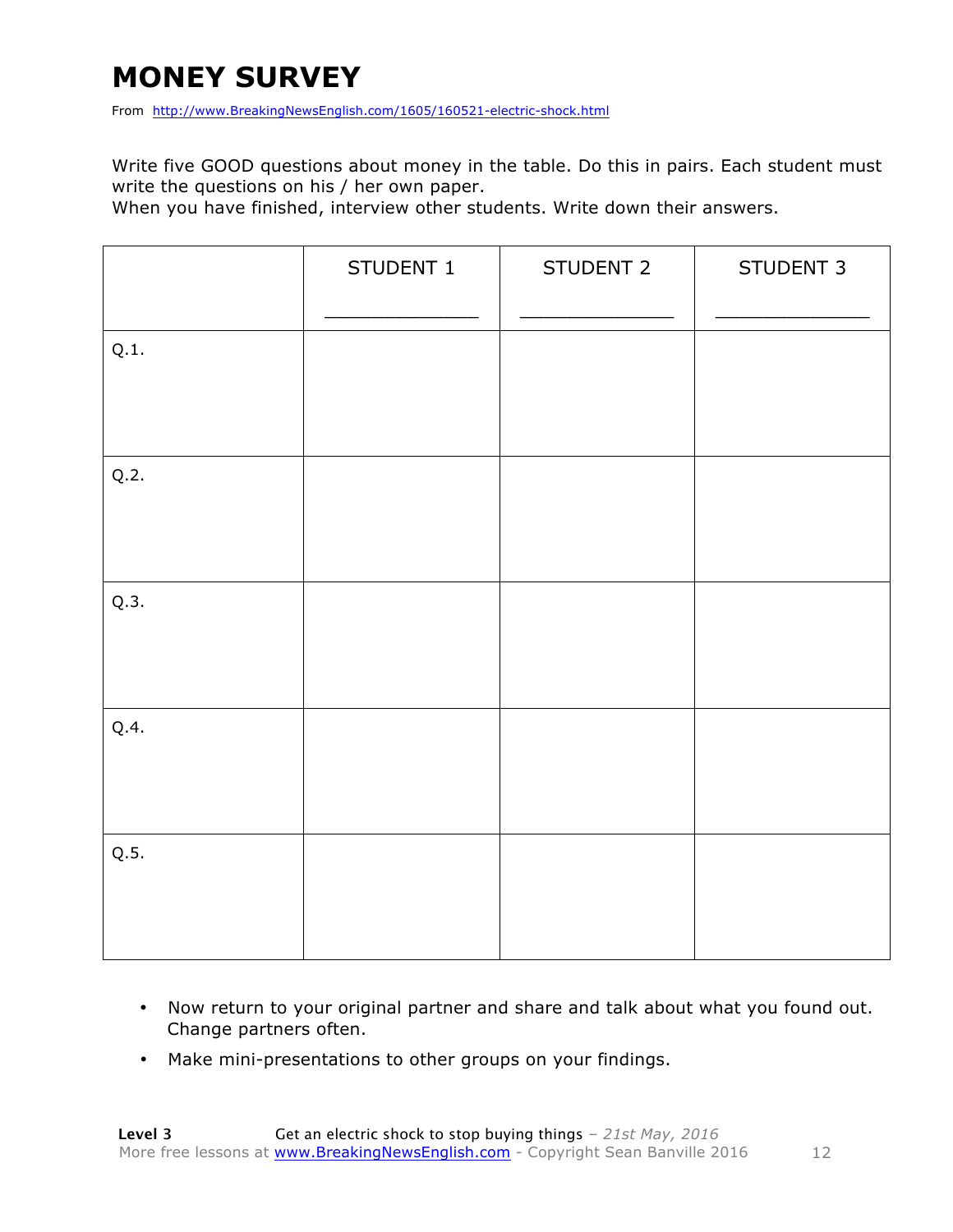# MONEY SURVEY

From http://www.BreakingNewsEnglish.com/1605/160521-electric-shock.html

Write five GOOD questions about money in the table. Do this in pairs. Each student must write the questions on his / her own paper.
When you have finished, interview other students. Write down their answers.

| | STUDENT 1 ______________ | STUDENT 2 ______________ | STUDENT 3 ______________ |
|---|---|---|---|
| Q.1. | | | |
| Q.2. | | | |
| Q.3. | | | |
| Q.4. | | | |
| Q.5. | | | |

- Now return to your original partner and share and talk about what you found out. Change partners often.
- Make mini-presentations to other groups on your findings.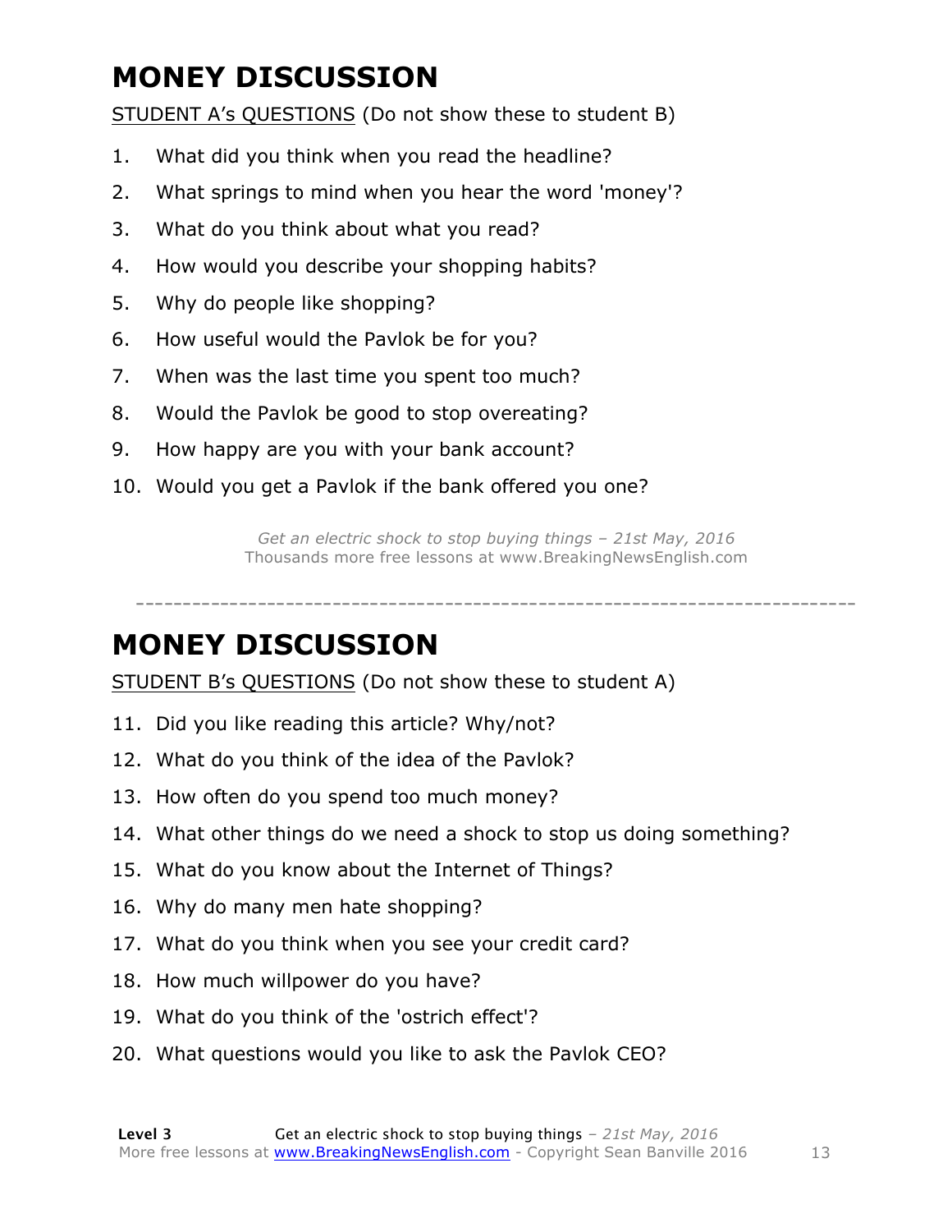# MONEY DISCUSSION

STUDENT A's QUESTIONS (Do not show these to student B)

1. What did you think when you read the headline?
2. What springs to mind when you hear the word 'money'?
3. What do you think about what you read?
4. How would you describe your shopping habits?
5. Why do people like shopping?
6. How useful would the Pavlok be for you?
7. When was the last time you spent too much?
8. Would the Pavlok be good to stop overeating?
9. How happy are you with your bank account?
10. Would you get a Pavlok if the bank offered you one?

*Get an electric shock to stop buying things – 21st May, 2016*
Thousands more free lessons at www.BreakingNewsEnglish.com

---

# MONEY DISCUSSION

STUDENT B's QUESTIONS (Do not show these to student A)

11. Did you like reading this article? Why/not?
12. What do you think of the idea of the Pavlok?
13. How often do you spend too much money?
14. What other things do we need a shock to stop us doing something?
15. What do you know about the Internet of Things?
16. Why do many men hate shopping?
17. What do you think when you see your credit card?
18. How much willpower do you have?
19. What do you think of the 'ostrich effect'?
20. What questions would you like to ask the Pavlok CEO?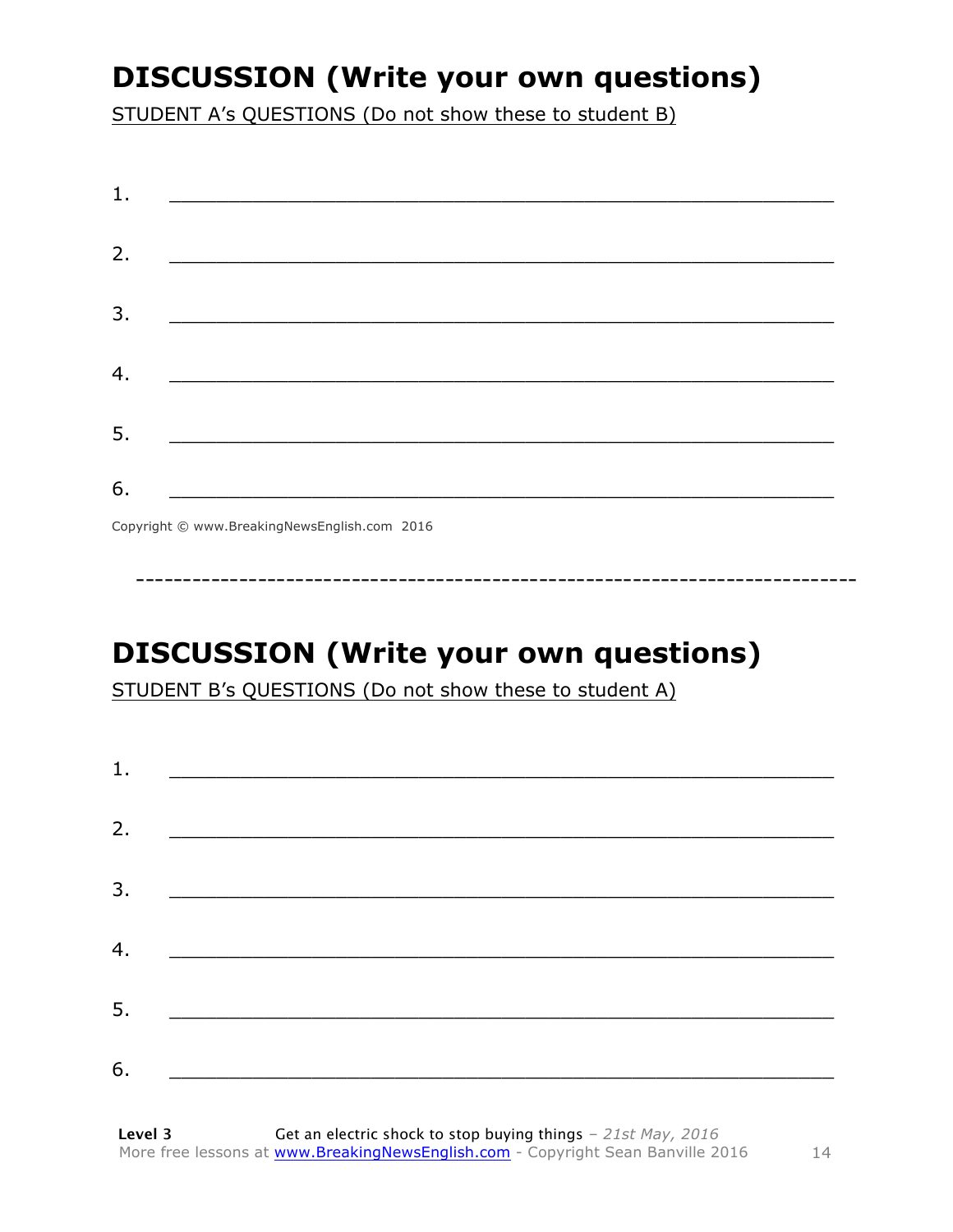# DISCUSSION (Write your own questions)

STUDENT A's QUESTIONS (Do not show these to student B)

1. ___________________________________________________________

2. ___________________________________________________________

3. ___________________________________________________________

4. ___________________________________________________________

5. ___________________________________________________________

6. ___________________________________________________________

Copyright © www.BreakingNewsEnglish.com 2016

------------------------------------------------------------------------------

# DISCUSSION (Write your own questions)

STUDENT B's QUESTIONS (Do not show these to student A)

1. ___________________________________________________________

2. ___________________________________________________________

3. ___________________________________________________________

4. ___________________________________________________________

5. ___________________________________________________________

6. ___________________________________________________________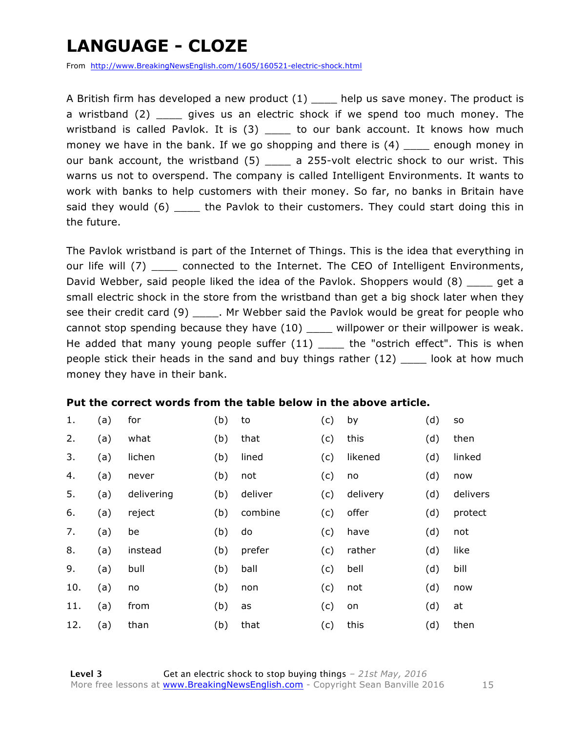# LANGUAGE - CLOZE

From http://www.BreakingNewsEnglish.com/1605/160521-electric-shock.html

A British firm has developed a new product (1) ____ help us save money. The product is a wristband (2) ____ gives us an electric shock if we spend too much money. The wristband is called Pavlok. It is (3) ____ to our bank account. It knows how much money we have in the bank. If we go shopping and there is (4) ____ enough money in our bank account, the wristband (5) ____ a 255-volt electric shock to our wrist. This warns us not to overspend. The company is called Intelligent Environments. It wants to work with banks to help customers with their money. So far, no banks in Britain have said they would (6) ____ the Pavlok to their customers. They could start doing this in the future.

The Pavlok wristband is part of the Internet of Things. This is the idea that everything in our life will (7) ____ connected to the Internet. The CEO of Intelligent Environments, David Webber, said people liked the idea of the Pavlok. Shoppers would (8) ____ get a small electric shock in the store from the wristband than get a big shock later when they see their credit card (9) ____. Mr Webber said the Pavlok would be great for people who cannot stop spending because they have (10) ____ willpower or their willpower is weak. He added that many young people suffer (11) ____ the "ostrich effect". This is when people stick their heads in the sand and buy things rather (12) ____ look at how much money they have in their bank.

**Put the correct words from the table below in the above article.**

| | | | | | | | | |
|---|---|---|---|---|---|---|---|---|
| 1. | (a) | for | (b) | to | (c) | by | (d) | so |
| 2. | (a) | what | (b) | that | (c) | this | (d) | then |
| 3. | (a) | lichen | (b) | lined | (c) | likened | (d) | linked |
| 4. | (a) | never | (b) | not | (c) | no | (d) | now |
| 5. | (a) | delivering | (b) | deliver | (c) | delivery | (d) | delivers |
| 6. | (a) | reject | (b) | combine | (c) | offer | (d) | protect |
| 7. | (a) | be | (b) | do | (c) | have | (d) | not |
| 8. | (a) | instead | (b) | prefer | (c) | rather | (d) | like |
| 9. | (a) | bull | (b) | ball | (c) | bell | (d) | bill |
| 10. | (a) | no | (b) | non | (c) | not | (d) | now |
| 11. | (a) | from | (b) | as | (c) | on | (d) | at |
| 12. | (a) | than | (b) | that | (c) | this | (d) | then |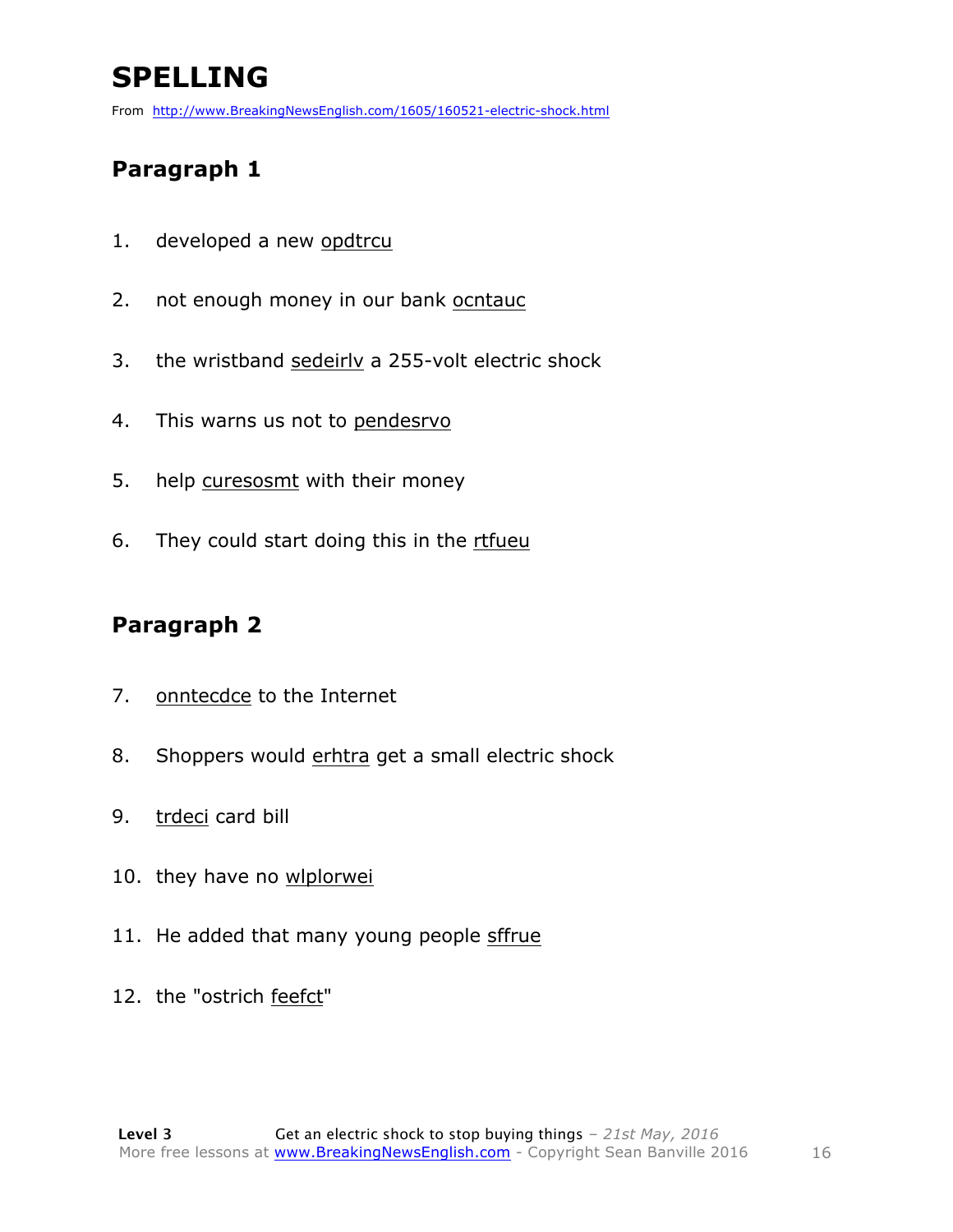# SPELLING

From http://www.BreakingNewsEnglish.com/1605/160521-electric-shock.html

## Paragraph 1

1. developed a new <u>opdtrcu</u>
2. not enough money in our bank <u>ocntauc</u>
3. the wristband <u>sedeirlv</u> a 255-volt electric shock
4. This warns us not to <u>pendesrvo</u>
5. help <u>curesosmt</u> with their money
6. They could start doing this in the <u>rtfueu</u>

## Paragraph 2

7. <u>onntecdce</u> to the Internet
8. Shoppers would <u>erhtra</u> get a small electric shock
9. <u>trdeci</u> card bill
10. they have no <u>wlplorwei</u>
11. He added that many young people <u>sffrue</u>
12. the "ostrich <u>feefct</u>"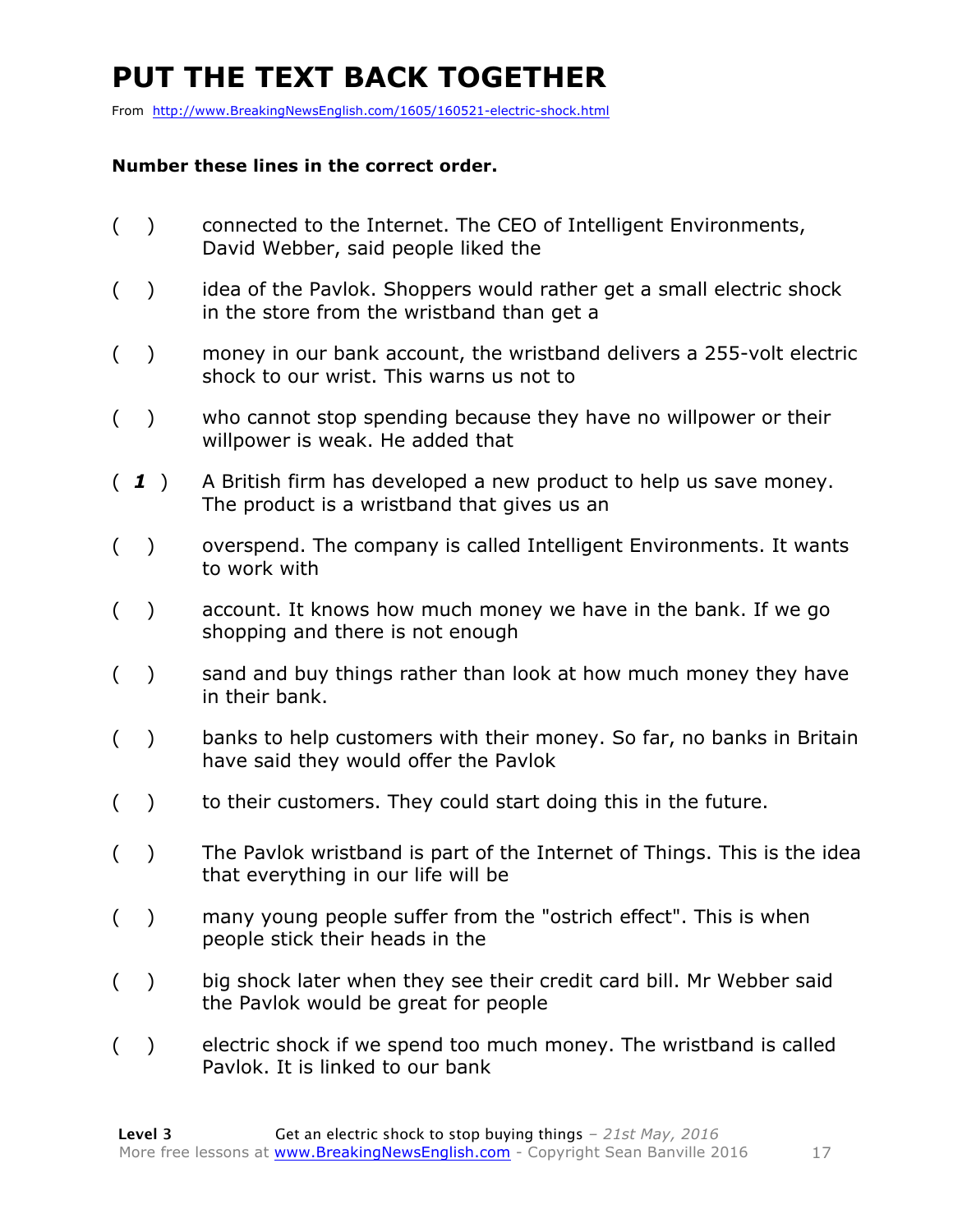# PUT THE TEXT BACK TOGETHER

From http://www.BreakingNewsEnglish.com/1605/160521-electric-shock.html

**Number these lines in the correct order.**

( ) connected to the Internet. The CEO of Intelligent Environments, David Webber, said people liked the

( ) idea of the Pavlok. Shoppers would rather get a small electric shock in the store from the wristband than get a

( ) money in our bank account, the wristband delivers a 255-volt electric shock to our wrist. This warns us not to

( ) who cannot stop spending because they have no willpower or their willpower is weak. He added that

( ***1*** ) A British firm has developed a new product to help us save money. The product is a wristband that gives us an

( ) overspend. The company is called Intelligent Environments. It wants to work with

( ) account. It knows how much money we have in the bank. If we go shopping and there is not enough

( ) sand and buy things rather than look at how much money they have in their bank.

( ) banks to help customers with their money. So far, no banks in Britain have said they would offer the Pavlok

( ) to their customers. They could start doing this in the future.

( ) The Pavlok wristband is part of the Internet of Things. This is the idea that everything in our life will be

( ) many young people suffer from the "ostrich effect". This is when people stick their heads in the

( ) big shock later when they see their credit card bill. Mr Webber said the Pavlok would be great for people

( ) electric shock if we spend too much money. The wristband is called Pavlok. It is linked to our bank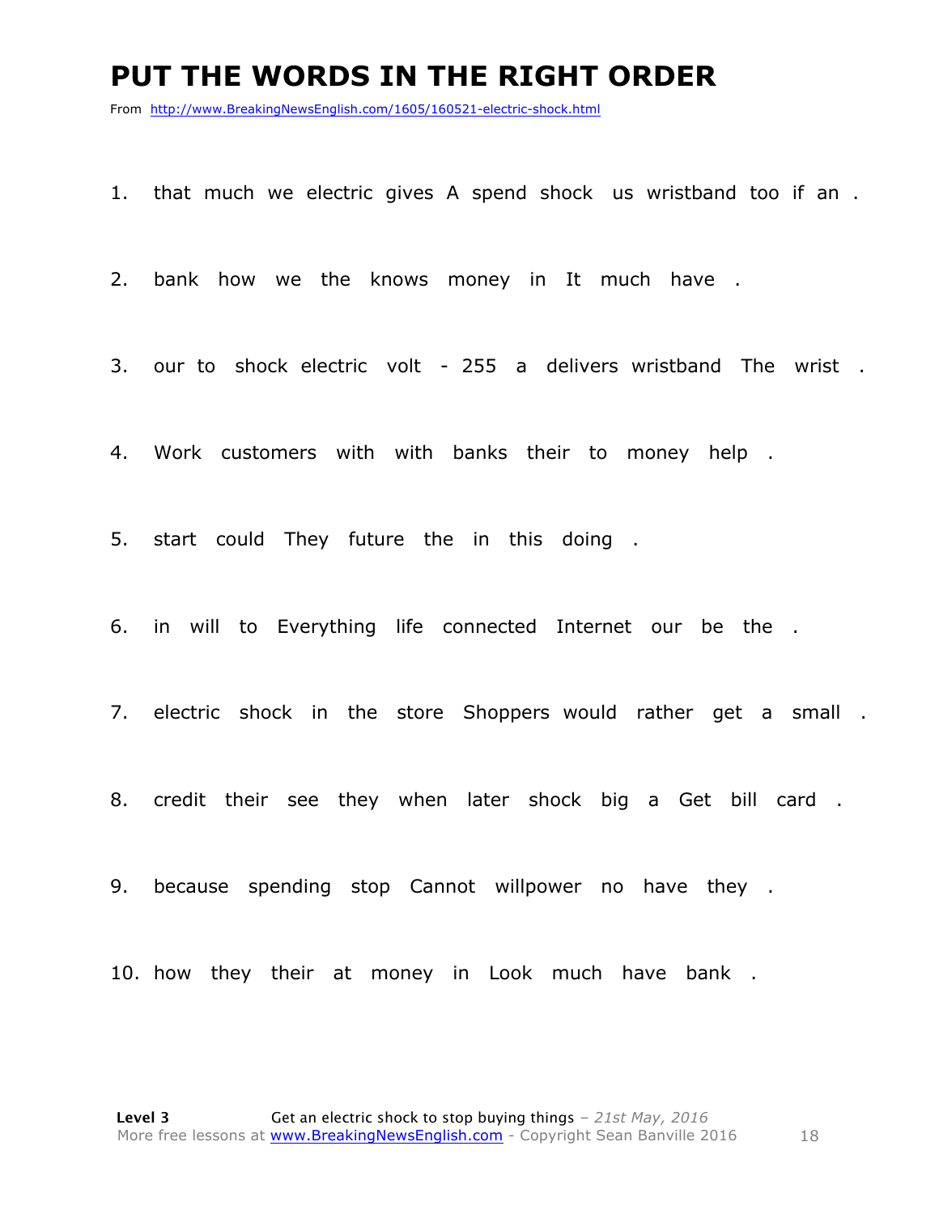# PUT THE WORDS IN THE RIGHT ORDER

From http://www.BreakingNewsEnglish.com/1605/160521-electric-shock.html

1. that much we electric gives A spend shock us wristband too if an .

2. bank how we the knows money in It much have .

3. our to shock electric volt - 255 a delivers wristband The wrist .

4. Work customers with with banks their to money help .

5. start could They future the in this doing .

6. in will to Everything life connected Internet our be the .

7. electric shock in the store Shoppers would rather get a small .

8. credit their see they when later shock big a Get bill card .

9. because spending stop Cannot willpower no have they .

10. how they their at money in Look much have bank .

**Level 3** Get an electric shock to stop buying things – *21st May, 2016*
More free lessons at www.BreakingNewsEnglish.com - Copyright Sean Banville 2016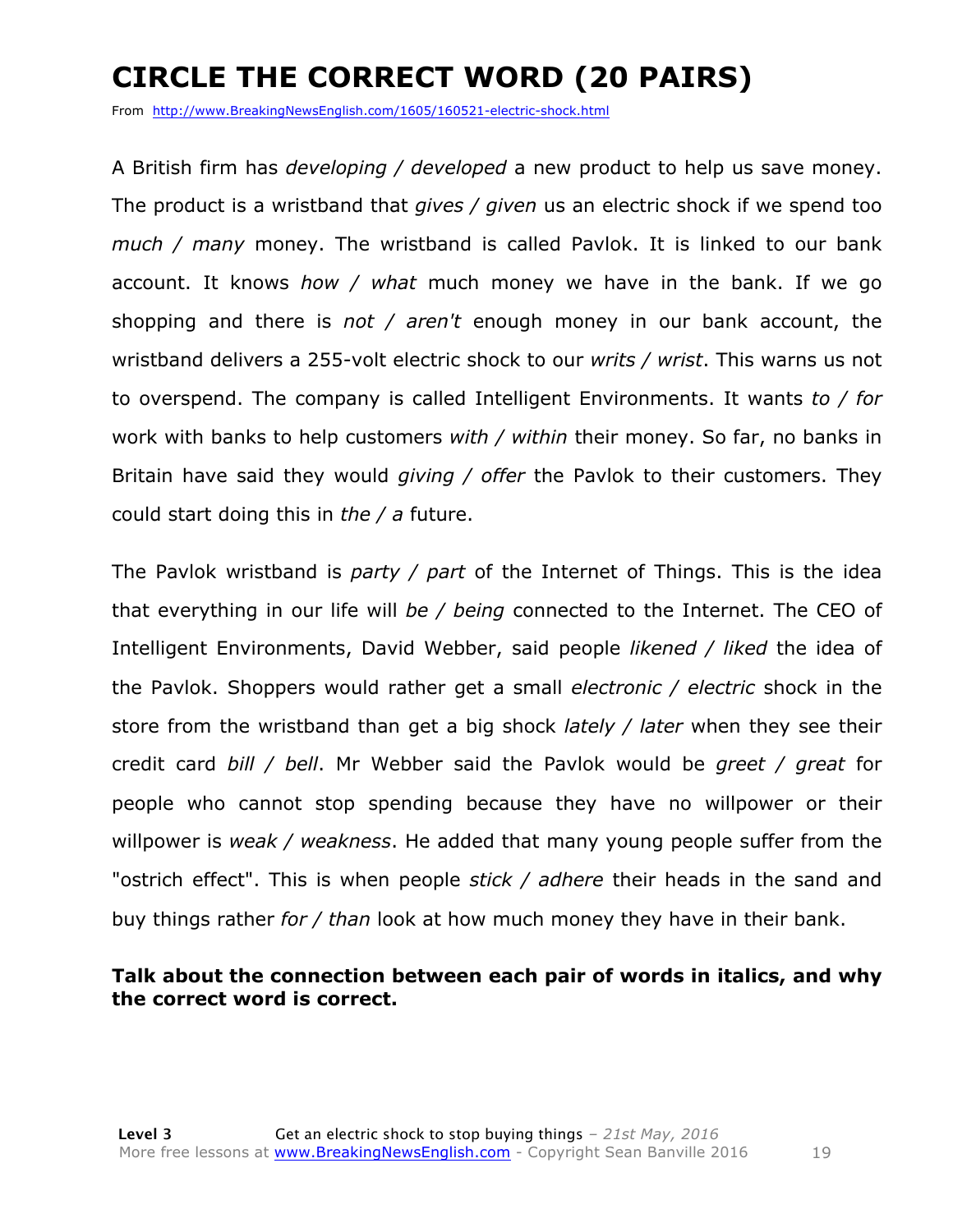# CIRCLE THE CORRECT WORD (20 PAIRS)

From http://www.BreakingNewsEnglish.com/1605/160521-electric-shock.html

A British firm has *developing / developed* a new product to help us save money. The product is a wristband that *gives / given* us an electric shock if we spend too *much / many* money. The wristband is called Pavlok. It is linked to our bank account. It knows *how / what* much money we have in the bank. If we go shopping and there is *not / aren't* enough money in our bank account, the wristband delivers a 255-volt electric shock to our *writs / wrist*. This warns us not to overspend. The company is called Intelligent Environments. It wants *to / for* work with banks to help customers *with / within* their money. So far, no banks in Britain have said they would *giving / offer* the Pavlok to their customers. They could start doing this in *the / a* future.

The Pavlok wristband is *party / part* of the Internet of Things. This is the idea that everything in our life will *be / being* connected to the Internet. The CEO of Intelligent Environments, David Webber, said people *likened / liked* the idea of the Pavlok. Shoppers would rather get a small *electronic / electric* shock in the store from the wristband than get a big shock *lately / later* when they see their credit card *bill / bell*. Mr Webber said the Pavlok would be *greet / great* for people who cannot stop spending because they have no willpower or their willpower is *weak / weakness*. He added that many young people suffer from the "ostrich effect". This is when people *stick / adhere* their heads in the sand and buy things rather *for / than* look at how much money they have in their bank.

**Talk about the connection between each pair of words in italics, and why the correct word is correct.**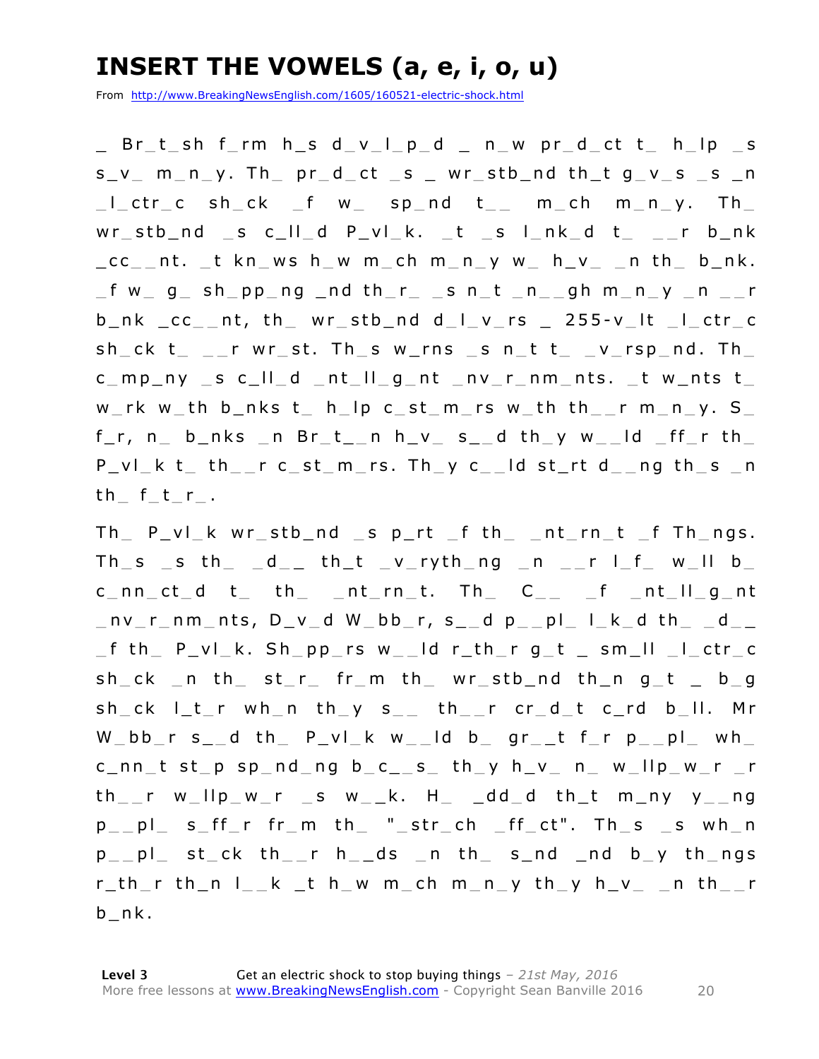# INSERT THE VOWELS (a, e, i, o, u)

From http://www.BreakingNewsEnglish.com/1605/160521-electric-shock.html

_ Br_t_sh f_rm h_s d_v_l_p_d _ n_w pr_d_ct t_ h_lp _s s_v_ m_n_y. Th_ pr_d_ct _s _ wr_stb_nd th_t g_v_s _s _n _l_ctr_c sh_ck _f w_ sp_nd t__ m_ch m_n_y. Th_ wr_stb_nd _s c_ll_d P_vl_k. _t _s l_nk_d t_ __r b_nk _cc__nt. _t kn_ws h_w m_ch m_n_y w_ h_v_ _n th_ b_nk. _f w_ g_ sh_pp_ng _nd th_r_ _s n_t _n__gh m_n_y _n __r b_nk _cc__nt, th_ wr_stb_nd d_l_v_rs _ 255-v_lt _l_ctr_c sh_ck t_ __r wr_st. Th_s w_rns _s n_t t_ _v_rsp_nd. Th_ c_mp_ny _s c_ll_d _nt_ll_g_nt _nv_r_nm_nts. _t w_nts t_ w_rk w_th b_nks t_ h_lp c_st_m_rs w_th th__r m_n_y. S_ f_r, n_ b_nks _n Br_t__n h_v_ s__d th_y w__ld _ff_r th_ P_vl_k t_ th__r c_st_m_rs. Th_y c__ld st_rt d__ng th_s _n th_ f_t_r_.

Th_ P_vl_k wr_stb_nd _s p_rt _f th_ _nt_rn_t _f Th_ngs. Th_s _s th_ _d__ th_t _v_ryth_ng _n __r l_f_ w_ll b_ c_nn_ct_d t_ th_ _nt_rn_t. Th_ C__ _f _nt_ll_g_nt _nv_r_nm_nts, D_v_d W_bb_r, s__d p__pl_ l_k_d th_ _d__ _f th_ P_vl_k. Sh_pp_rs w__ld r_th_r g_t _ sm_ll _l_ctr_c sh_ck _n th_ st_r_ fr_m th_ wr_stb_nd th_n g_t _ b_g sh_ck l_t_r wh_n th_y s__ th__r cr_d_t c_rd b_ll. Mr W_bb_r s__d th_ P_vl_k w__ld b_ gr__t f_r p__pl_ wh_ c_nn_t st_p sp_nd_ng b_c__s_ th_y h_v_ n_ w_llp_w_r _r th__r w_llp_w_r _s w__k. H_ _dd_d th_t m_ny y__ng p__pl_ s_ff_r fr_m th_ "_str_ch _ff_ct". Th_s _s wh_n p__pl_ st_ck th__r h__ds _n th_ s_nd _nd b_y th_ngs r_th_r th_n l__k _t h_w m_ch m_n_y th_y h_v_ _n th__r b_nk.

**Level 3** Get an electric shock to stop buying things – *21st May, 2016*
More free lessons at www.BreakingNewsEnglish.com - Copyright Sean Banville 2016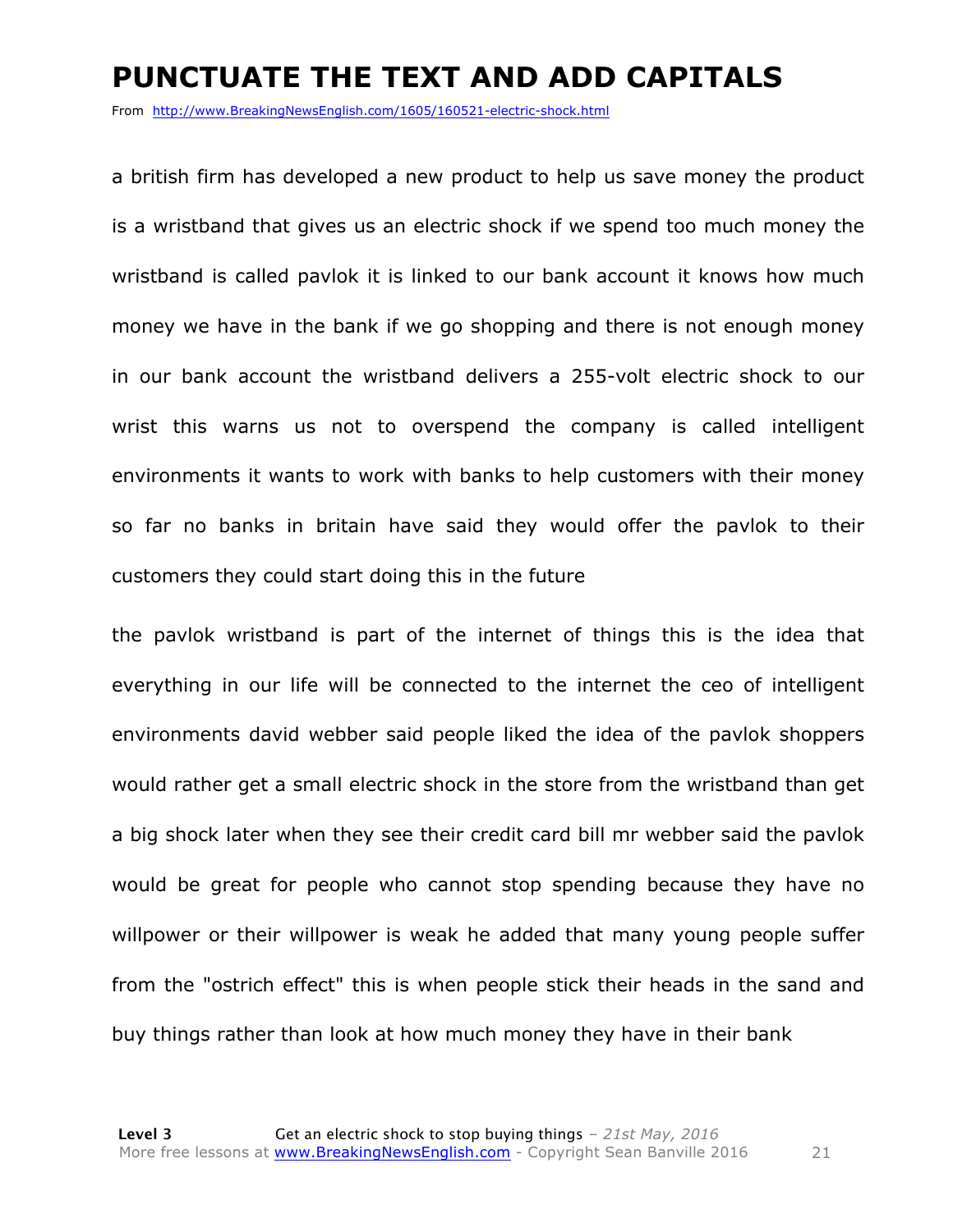# PUNCTUATE THE TEXT AND ADD CAPITALS

From http://www.BreakingNewsEnglish.com/1605/160521-electric-shock.html

a british firm has developed a new product to help us save money the product is a wristband that gives us an electric shock if we spend too much money the wristband is called pavlok it is linked to our bank account it knows how much money we have in the bank if we go shopping and there is not enough money in our bank account the wristband delivers a 255-volt electric shock to our wrist this warns us not to overspend the company is called intelligent environments it wants to work with banks to help customers with their money so far no banks in britain have said they would offer the pavlok to their customers they could start doing this in the future

the pavlok wristband is part of the internet of things this is the idea that everything in our life will be connected to the internet the ceo of intelligent environments david webber said people liked the idea of the pavlok shoppers would rather get a small electric shock in the store from the wristband than get a big shock later when they see their credit card bill mr webber said the pavlok would be great for people who cannot stop spending because they have no willpower or their willpower is weak he added that many young people suffer from the "ostrich effect" this is when people stick their heads in the sand and buy things rather than look at how much money they have in their bank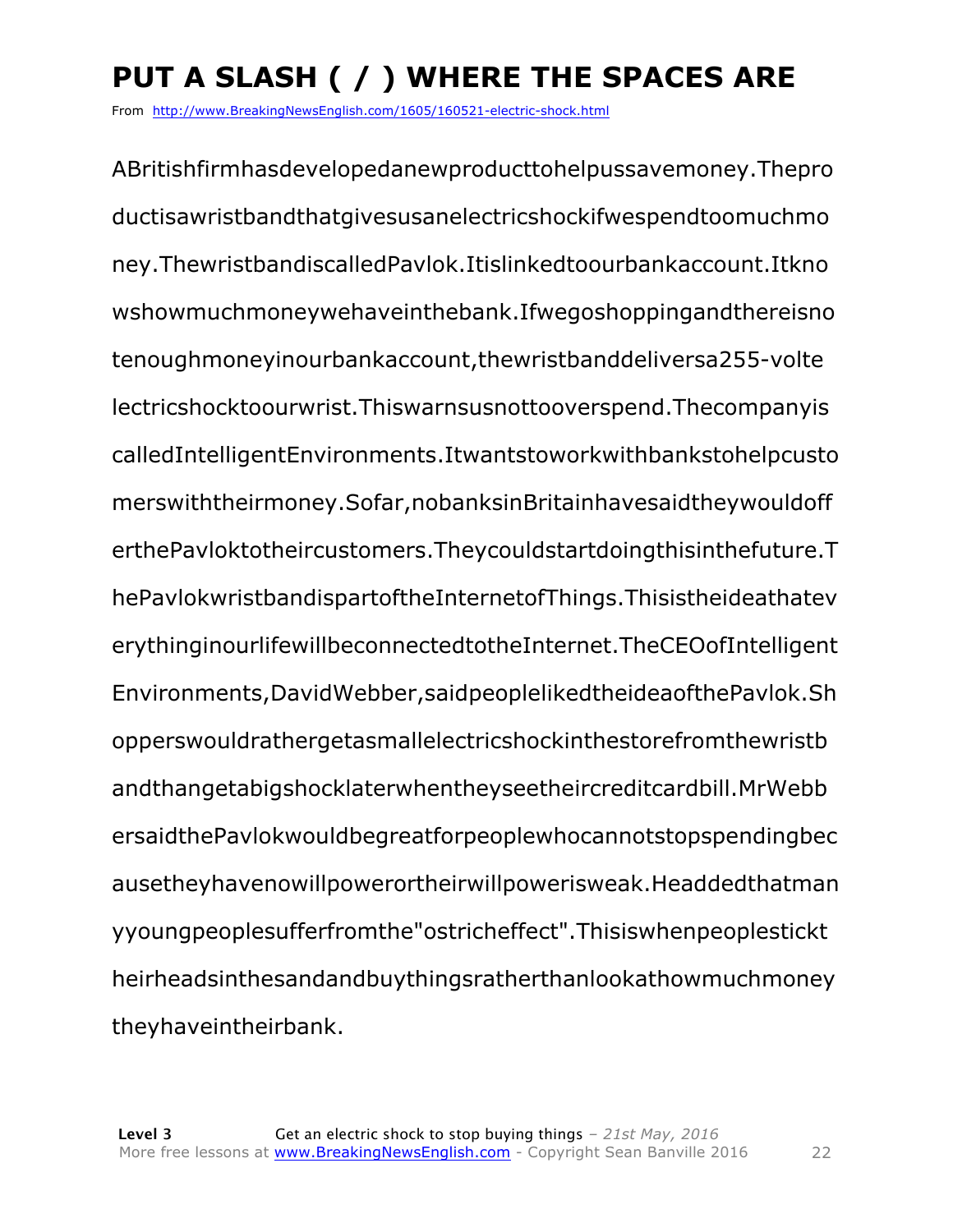# PUT A SLASH ( / ) WHERE THE SPACES ARE

From http://www.BreakingNewsEnglish.com/1605/160521-electric-shock.html

ABritishfirmhasdevelopedanewproducttohelpussavemoney.Thepro ductisawristbandthatgivesusanelectricshockifwespendtoomuchmo ney.ThewristbandiscalledPavlok.Itislinkedtoourbankaccount.Itkno wshowmuchmoneywehaveinthebank.Ifwegoshoppingandthereisno tenoughmoneyinourbankaccount,thewristbanddeliversa255-volte lectricshocktoourwrist.Thiswarnsusnottooverspend.Thecompanyis calledIntelligentEnvironments.Itwantstoworkwithbankstohelpcusto merswiththeirmoney.Sofar,nobanksinBritainhavesaidtheywouldoff erthePavloktotheircustomers.Theycouldstartdoingthisinthefuture.T hePavlokwristbandispartoftheInternetofThings.Thisistheideathatev erythinginourlifewillbeconnectedtotheInternet.TheCEOofIntelligent Environments,DavidWebber,saidpeoplelikedtheideaofthePavlok.Sh opperswouldrathergetasmallelectricshockinthestorefromthewristb andthangetabigshocklaterwhentheyseetheircreditcardbill.MrWebb ersaidthePavlokwouldbegreatforpeoplewhocannotstopspendingbec ausetheyhavenowillpowerortheirwillpowerisweak.Headdedthatman yyoungpeoplesufferfromthe"ostricheffect".Thisiswhenpeoplestickt heirheadsinthesandandbuythingsratherthanlookathowmuchmoney theyhaveintheirbank.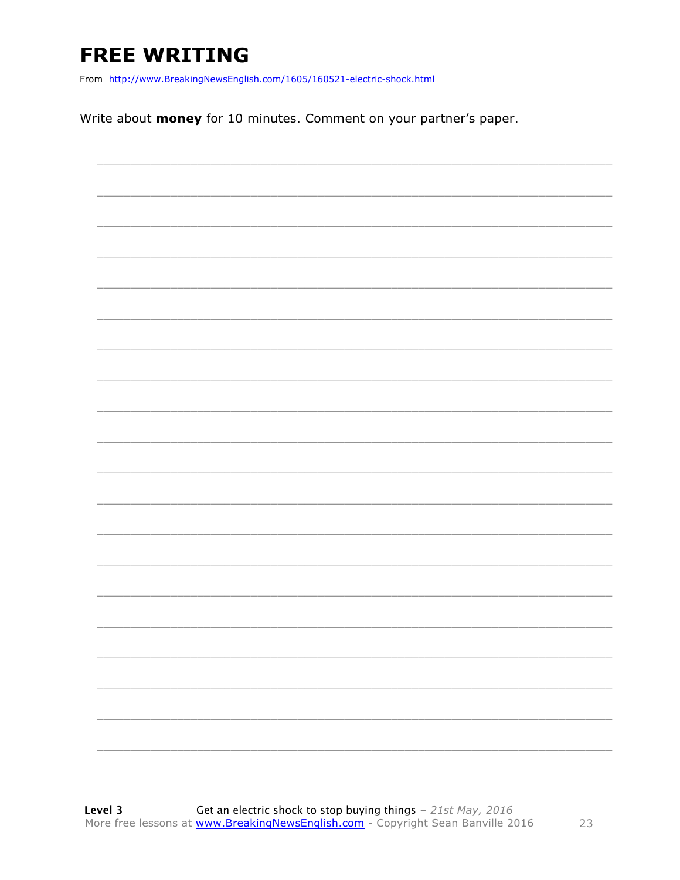# FREE WRITING

From http://www.BreakingNewsEnglish.com/1605/160521-electric-shock.html

Write about **money** for 10 minutes. Comment on your partner's paper.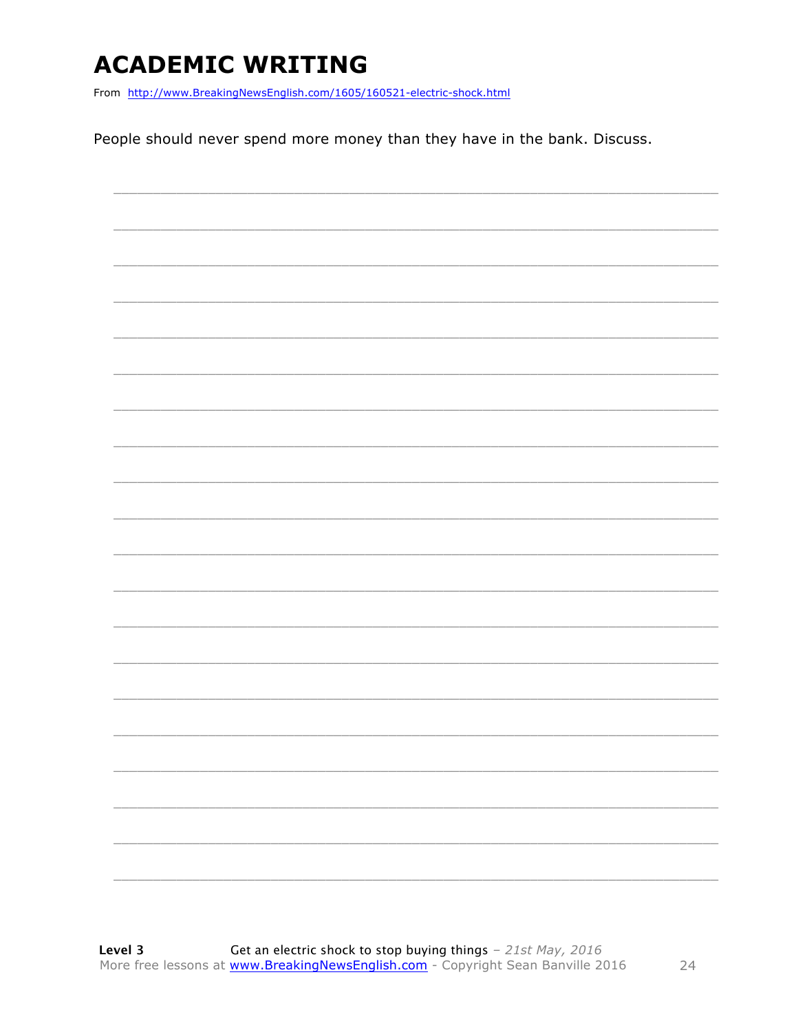# ACADEMIC WRITING

From http://www.BreakingNewsEnglish.com/1605/160521-electric-shock.html

People should never spend more money than they have in the bank. Discuss.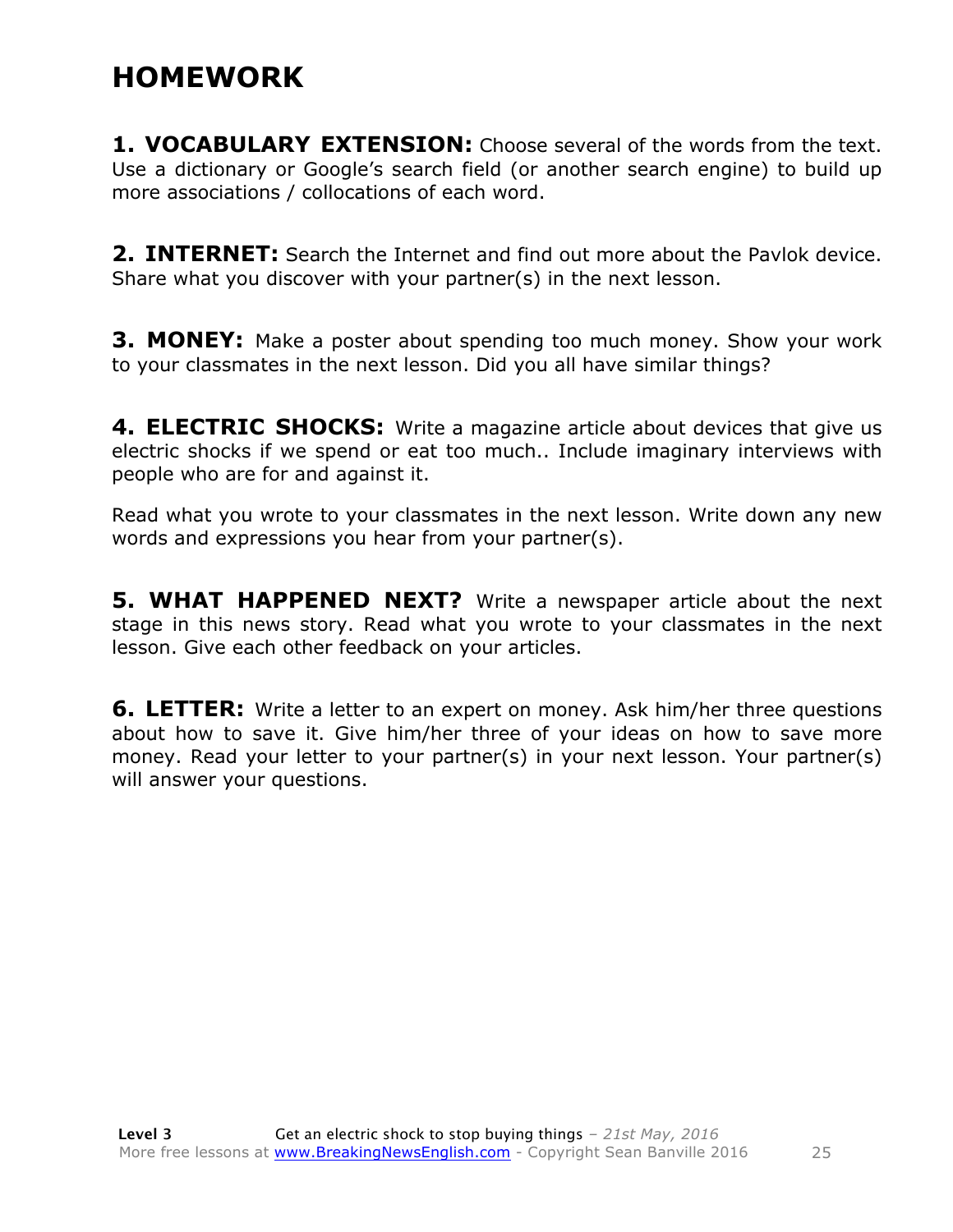# HOMEWORK

**1. VOCABULARY EXTENSION:** Choose several of the words from the text. Use a dictionary or Google's search field (or another search engine) to build up more associations / collocations of each word.

**2. INTERNET:** Search the Internet and find out more about the Pavlok device. Share what you discover with your partner(s) in the next lesson.

**3. MONEY:** Make a poster about spending too much money. Show your work to your classmates in the next lesson. Did you all have similar things?

**4. ELECTRIC SHOCKS:** Write a magazine article about devices that give us electric shocks if we spend or eat too much.. Include imaginary interviews with people who are for and against it.

Read what you wrote to your classmates in the next lesson. Write down any new words and expressions you hear from your partner(s).

**5. WHAT HAPPENED NEXT?** Write a newspaper article about the next stage in this news story. Read what you wrote to your classmates in the next lesson. Give each other feedback on your articles.

**6. LETTER:** Write a letter to an expert on money. Ask him/her three questions about how to save it. Give him/her three of your ideas on how to save more money. Read your letter to your partner(s) in your next lesson. Your partner(s) will answer your questions.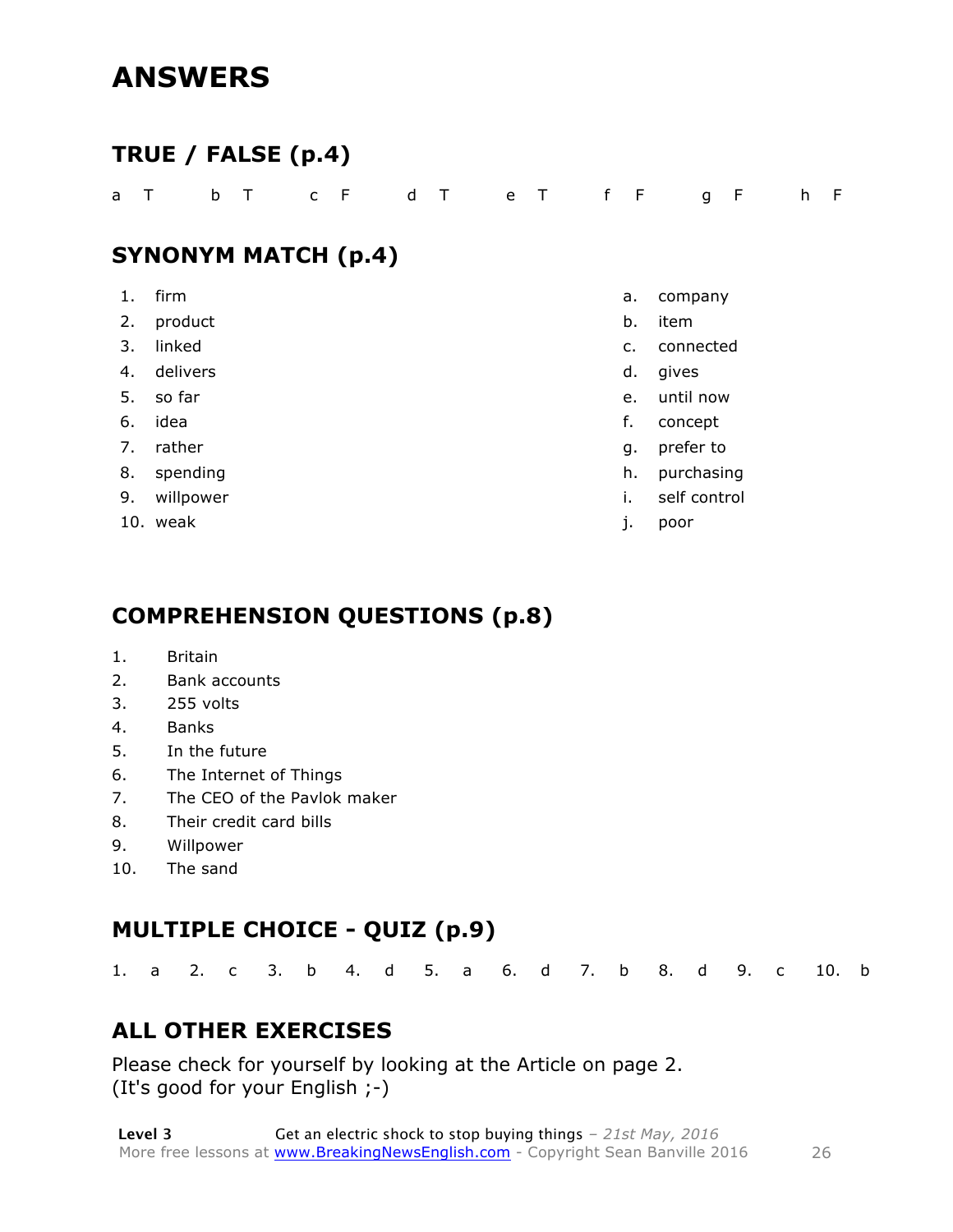# ANSWERS

## TRUE / FALSE (p.4)

a T  b T  c F  d T  e T  f F  g F  h F

## SYNONYM MATCH (p.4)

| | | | |
|---|---|---|---|
| 1. | firm | a. | company |
| 2. | product | b. | item |
| 3. | linked | c. | connected |
| 4. | delivers | d. | gives |
| 5. | so far | e. | until now |
| 6. | idea | f. | concept |
| 7. | rather | g. | prefer to |
| 8. | spending | h. | purchasing |
| 9. | willpower | i. | self control |
| 10. | weak | j. | poor |

## COMPREHENSION QUESTIONS (p.8)

1. Britain
2. Bank accounts
3. 255 volts
4. Banks
5. In the future
6. The Internet of Things
7. The CEO of the Pavlok maker
8. Their credit card bills
9. Willpower
10. The sand

## MULTIPLE CHOICE - QUIZ (p.9)

1. a  2. c  3. b  4. d  5. a  6. d  7. b  8. d  9. c  10. b

## ALL OTHER EXERCISES

Please check for yourself by looking at the Article on page 2.
(It's good for your English ;-)